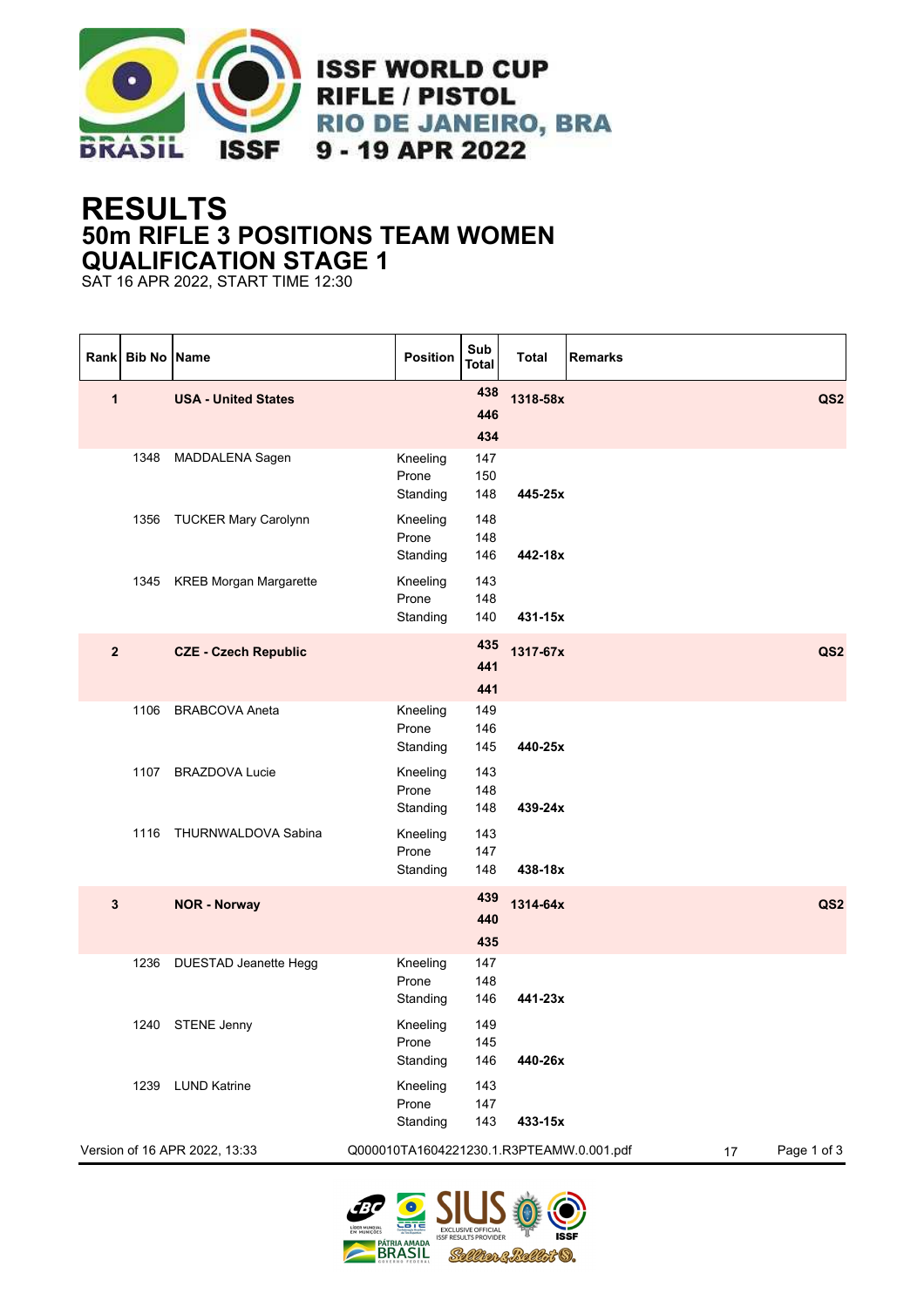ISSF WORLD CUP
RIFLE / PISTOL
RIO DE JANEIRO, BRA
9 - 19 APR 2022

# RESULTS
## 50m RIFLE 3 POSITIONS TEAM WOMEN
## QUALIFICATION STAGE 1
SAT 16 APR 2022, START TIME 12:30

| Rank | Bib No | Name | Position | Sub Total | Total | Remarks |
|---|---|---|---|---|---|---|
| **1** | | **USA - United States** | | **438**<br>**446**<br>**434** | **1318-58x** | **QS2** |
| | 1348 | MADDALENA Sagen | Kneeling<br>Prone<br>Standing | 147<br>150<br>148 | **445-25x** | |
| | 1356 | TUCKER Mary Carolynn | Kneeling<br>Prone<br>Standing | 148<br>148<br>146 | **442-18x** | |
| | 1345 | KREB Morgan Margarette | Kneeling<br>Prone<br>Standing | 143<br>148<br>140 | **431-15x** | |
| **2** | | **CZE - Czech Republic** | | **435**<br>**441**<br>**441** | **1317-67x** | **QS2** |
| | 1106 | BRABCOVA Aneta | Kneeling<br>Prone<br>Standing | 149<br>146<br>145 | **440-25x** | |
| | 1107 | BRAZDOVA Lucie | Kneeling<br>Prone<br>Standing | 143<br>148<br>148 | **439-24x** | |
| | 1116 | THURNWALDOVA Sabina | Kneeling<br>Prone<br>Standing | 143<br>147<br>148 | **438-18x** | |
| **3** | | **NOR - Norway** | | **439**<br>**440**<br>**435** | **1314-64x** | **QS2** |
| | 1236 | DUESTAD Jeanette Hegg | Kneeling<br>Prone<br>Standing | 147<br>148<br>146 | **441-23x** | |
| | 1240 | STENE Jenny | Kneeling<br>Prone<br>Standing | 149<br>145<br>146 | **440-26x** | |
| | 1239 | LUND Katrine | Kneeling<br>Prone<br>Standing | 143<br>147<br>143 | **433-15x** | |

Version of 16 APR 2022, 13:33 Q000010TA1604221230.1.R3PTEAMW.0.001.pdf 17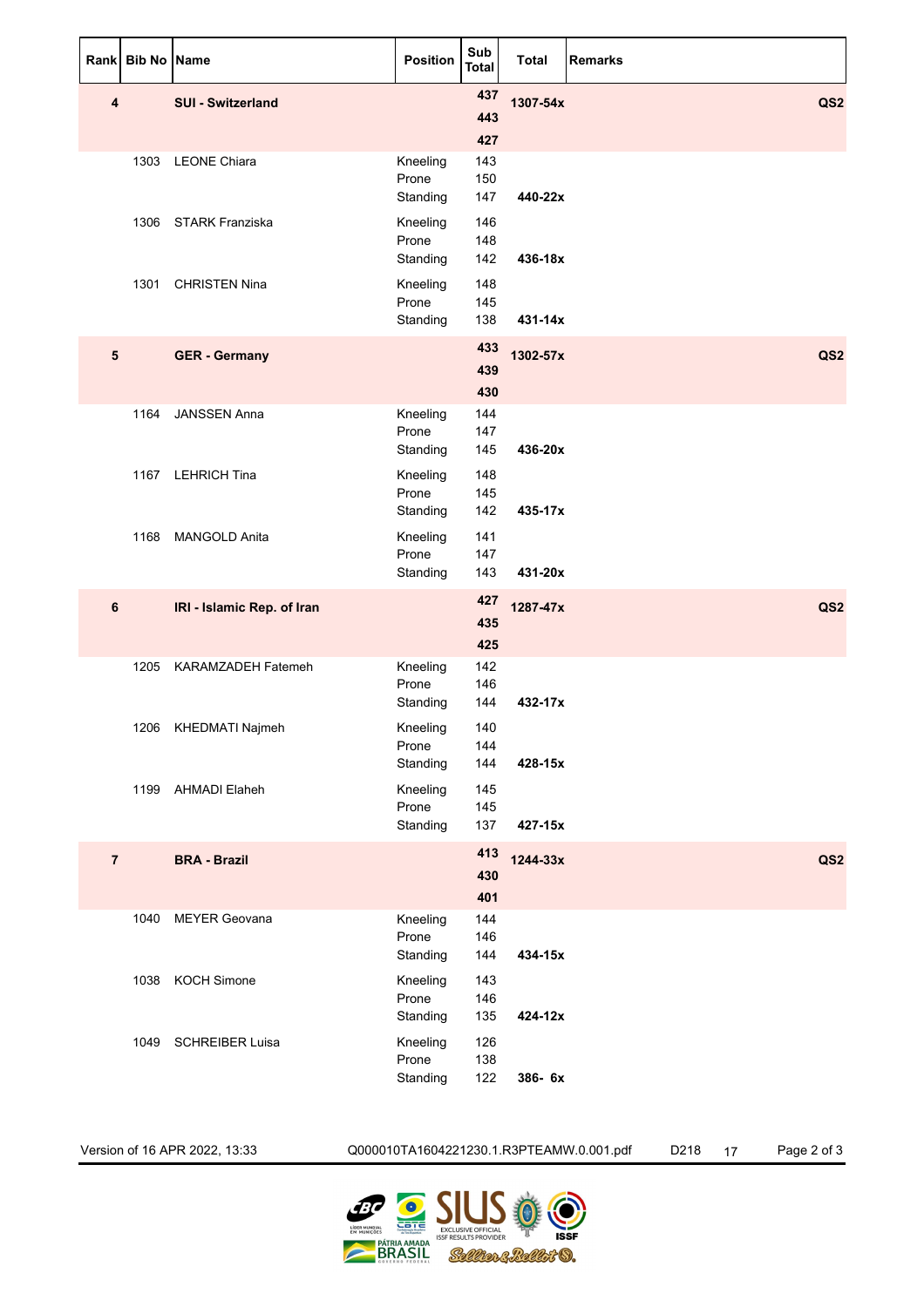| Rank | Bib No | Name | Position | Sub Total | Total | Remarks |
|---|---|---|---|---|---|---|
| 4 | | SUI - Switzerland | | 437<br>443<br>427 | 1307-54x | QS2 |
| | 1303 | LEONE Chiara | Kneeling<br>Prone<br>Standing | 143<br>150<br>147 | 440-22x | |
| | 1306 | STARK Franziska | Kneeling<br>Prone<br>Standing | 146<br>148<br>142 | 436-18x | |
| | 1301 | CHRISTEN Nina | Kneeling<br>Prone<br>Standing | 148<br>145<br>138 | 431-14x | |
| 5 | | GER - Germany | | 433<br>439<br>430 | 1302-57x | QS2 |
| | 1164 | JANSSEN Anna | Kneeling<br>Prone<br>Standing | 144<br>147<br>145 | 436-20x | |
| | 1167 | LEHRICH Tina | Kneeling<br>Prone<br>Standing | 148<br>145<br>142 | 435-17x | |
| | 1168 | MANGOLD Anita | Kneeling<br>Prone<br>Standing | 141<br>147<br>143 | 431-20x | |
| 6 | | IRI - Islamic Rep. of Iran | | 427<br>435<br>425 | 1287-47x | QS2 |
| | 1205 | KARAMZADEH Fatemeh | Kneeling<br>Prone<br>Standing | 142<br>146<br>144 | 432-17x | |
| | 1206 | KHEDMATI Najmeh | Kneeling<br>Prone<br>Standing | 140<br>144<br>144 | 428-15x | |
| | 1199 | AHMADI Elaheh | Kneeling<br>Prone<br>Standing | 145<br>145<br>137 | 427-15x | |
| 7 | | BRA - Brazil | | 413<br>430<br>401 | 1244-33x | QS2 |
| | 1040 | MEYER Geovana | Kneeling<br>Prone<br>Standing | 144<br>146<br>144 | 434-15x | |
| | 1038 | KOCH Simone | Kneeling<br>Prone<br>Standing | 143<br>146<br>135 | 424-12x | |
| | 1049 | SCHREIBER Luisa | Kneeling<br>Prone<br>Standing | 126<br>138<br>122 | 386- 6x | |

Version of 16 APR 2022, 13:33 Q000010TA1604221230.1.R3PTEAMW.0.001.pdf D218 17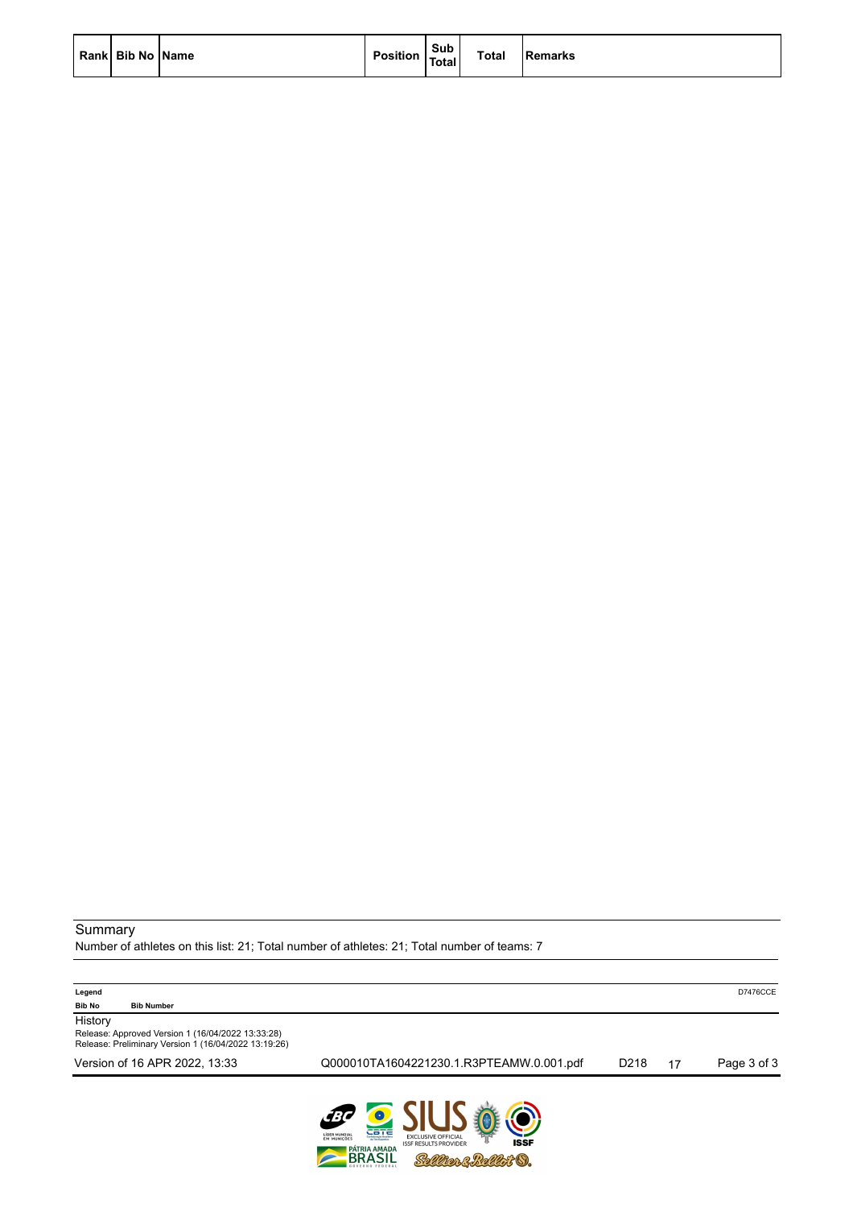| Rank | Bib No | Name | Position | Sub Total | Total | Remarks |
|---|---|---|---|---|---|---|

Summary

Number of athletes on this list: 21; Total number of athletes: 21; Total number of teams: 7

**Legend** D7476CCE

**Bib No** **Bib Number**

History

Release: Approved Version 1 (16/04/2022 13:33:28)
Release: Preliminary Version 1 (16/04/2022 13:19:26)

Version of 16 APR 2022, 13:33 Q000010TA1604221230.1.R3PTEAMW.0.001.pdf D218 17